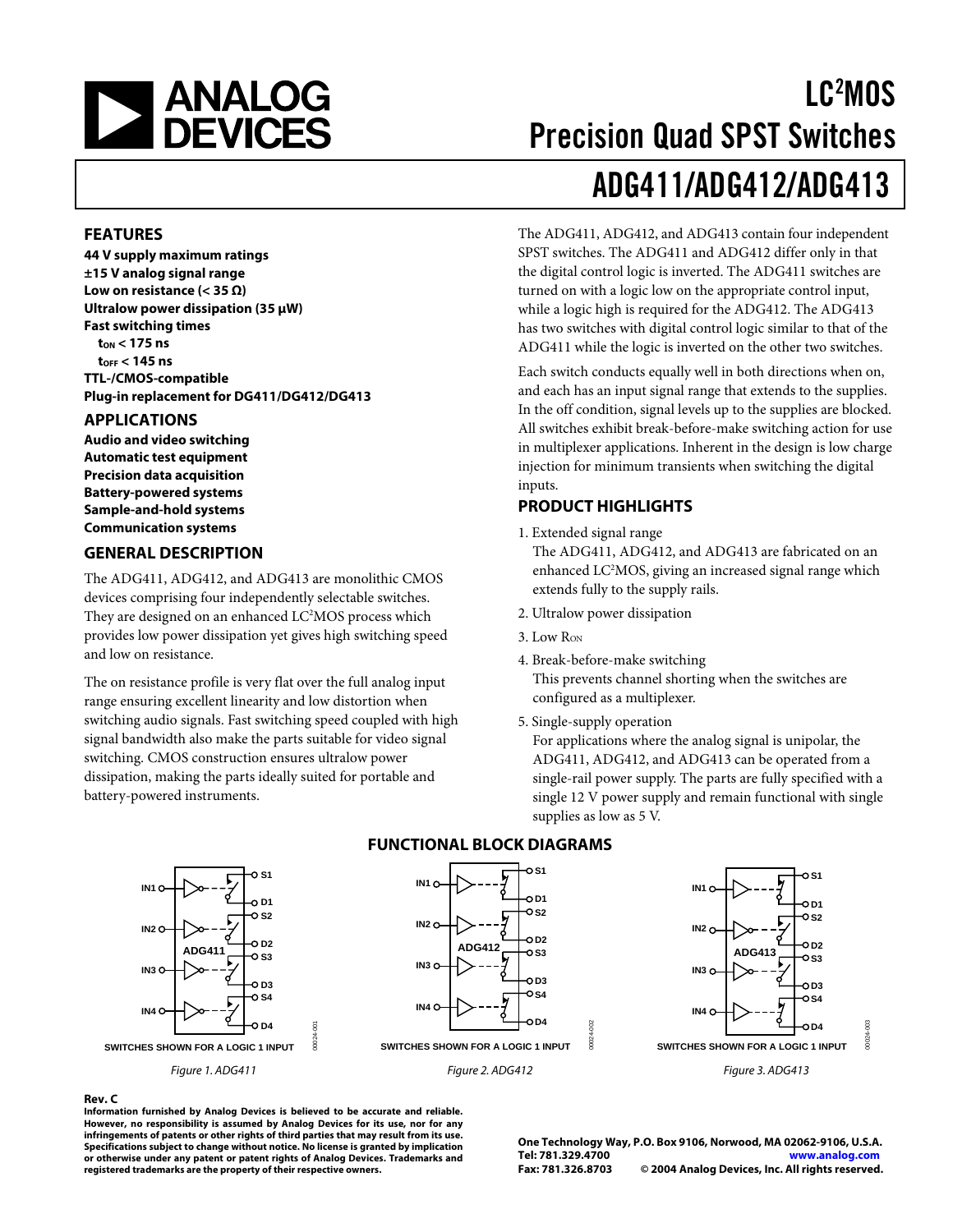# LC²MOS Precision Quad SPST Switches

# ADG411/ADG412/ADG413

## FEATURES

**44 V supply maximum ratings**
**±15 V analog signal range**
**Low on resistance (< 35 Ω)**
**Ultralow power dissipation (35 µW)**
**Fast switching times**
**$t_{ON}$ < 175 ns**
**$t_{OFF}$ < 145 ns**
**TTL-/CMOS-compatible**
**Plug-in replacement for DG411/DG412/DG413**

## APPLICATIONS

**Audio and video switching**
**Automatic test equipment**
**Precision data acquisition**
**Battery-powered systems**
**Sample-and-hold systems**
**Communication systems**

## GENERAL DESCRIPTION

The ADG411, ADG412, and ADG413 are monolithic CMOS devices comprising four independently selectable switches. They are designed on an enhanced LC²MOS process which provides low power dissipation yet gives high switching speed and low on resistance.

The on resistance profile is very flat over the full analog input range ensuring excellent linearity and low distortion when switching audio signals. Fast switching speed coupled with high signal bandwidth also make the parts suitable for video signal switching. CMOS construction ensures ultralow power dissipation, making the parts ideally suited for portable and battery-powered instruments.

The ADG411, ADG412, and ADG413 contain four independent SPST switches. The ADG411 and ADG412 differ only in that the digital control logic is inverted. The ADG411 switches are turned on with a logic low on the appropriate control input, while a logic high is required for the ADG412. The ADG413 has two switches with digital control logic similar to that of the ADG411 while the logic is inverted on the other two switches.

Each switch conducts equally well in both directions when on, and each has an input signal range that extends to the supplies. In the off condition, signal levels up to the supplies are blocked. All switches exhibit break-before-make switching action for use in multiplexer applications. Inherent in the design is low charge injection for minimum transients when switching the digital inputs.

## PRODUCT HIGHLIGHTS

1. Extended signal range
   The ADG411, ADG412, and ADG413 are fabricated on an enhanced LC²MOS, giving an increased signal range which extends fully to the supply rails.
2. Ultralow power dissipation
3. Low $R_{ON}$
4. Break-before-make switching
   This prevents channel shorting when the switches are configured as a multiplexer.
5. Single-supply operation
   For applications where the analog signal is unipolar, the ADG411, ADG412, and ADG413 can be operated from a single-rail power supply. The parts are fully specified with a single 12 V power supply and remain functional with single supplies as low as 5 V.

## FUNCTIONAL BLOCK DIAGRAMS

SWITCHES SHOWN FOR A LOGIC 1 INPUT

*Figure 1. ADG411*

SWITCHES SHOWN FOR A LOGIC 1 INPUT

*Figure 2. ADG412*

SWITCHES SHOWN FOR A LOGIC 1 INPUT

*Figure 3. ADG413*

**Rev. C**

**Information furnished by Analog Devices is believed to be accurate and reliable. However, no responsibility is assumed by Analog Devices for its use, nor for any infringements of patents or other rights of third parties that may result from its use. Specifications subject to change without notice. No license is granted by implication or otherwise under any patent or patent rights of Analog Devices. Trademarks and registered trademarks are the property of their respective owners.**

**One Technology Way, P.O. Box 9106, Norwood, MA 02062-9106, U.S.A.**
**Tel: 781.329.4700 www.analog.com**
**Fax: 781.326.8703 © 2004 Analog Devices, Inc. All rights reserved.**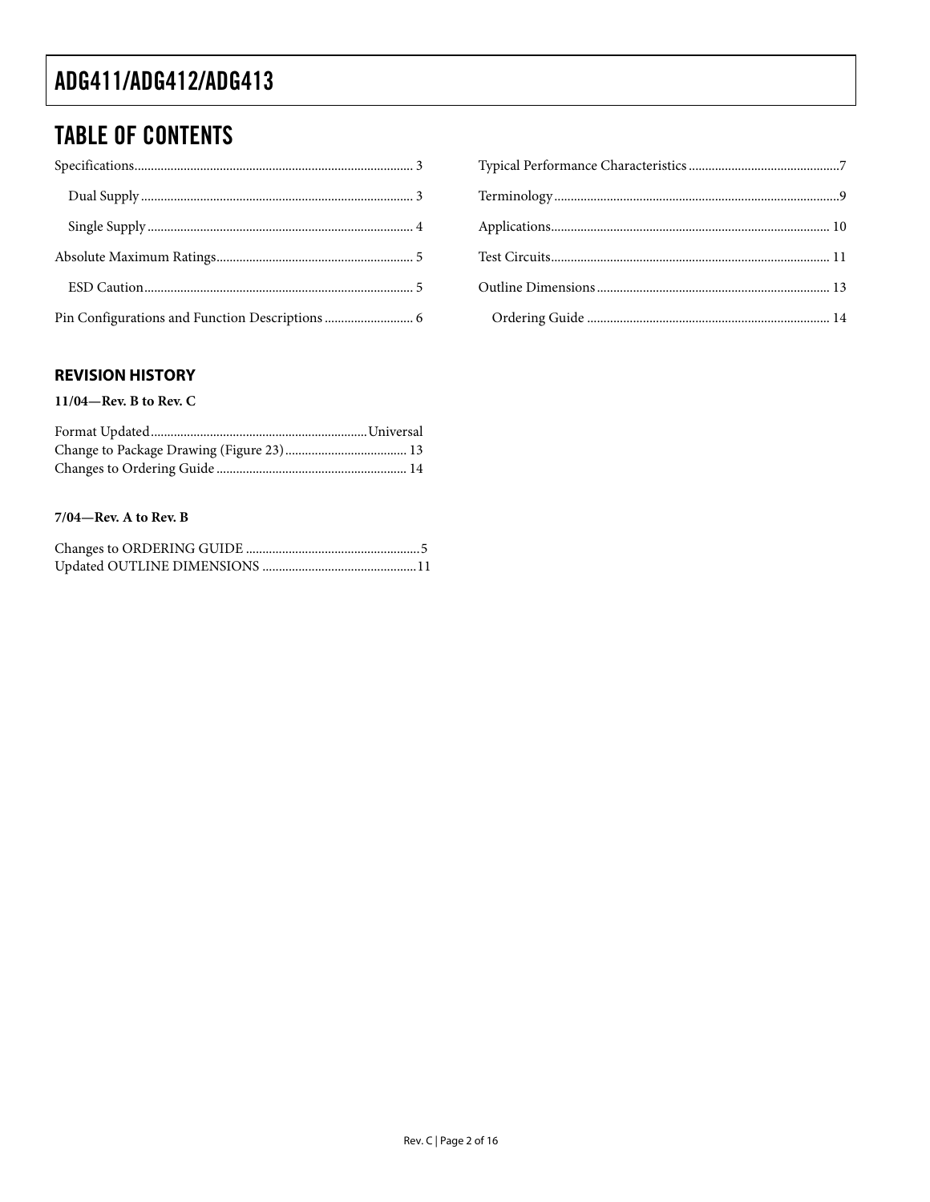## TABLE OF CONTENTS

Specifications .... 3

- Dual Supply .... 3
- Single Supply .... 4

Absolute Maximum Ratings .... 5

- ESD Caution .... 5

Pin Configurations and Function Descriptions .... 6

Typical Performance Characteristics .... 7

Terminology .... 9

Applications .... 10

Test Circuits .... 11

Outline Dimensions .... 13

- Ordering Guide .... 14

### REVISION HISTORY

**11/04—Rev. B to Rev. C**

Format Updated .... Universal
Change to Package Drawing (Figure 23) .... 13
Changes to Ordering Guide .... 14

**7/04—Rev. A to Rev. B**

Changes to ORDERING GUIDE .... 5
Updated OUTLINE DIMENSIONS .... 11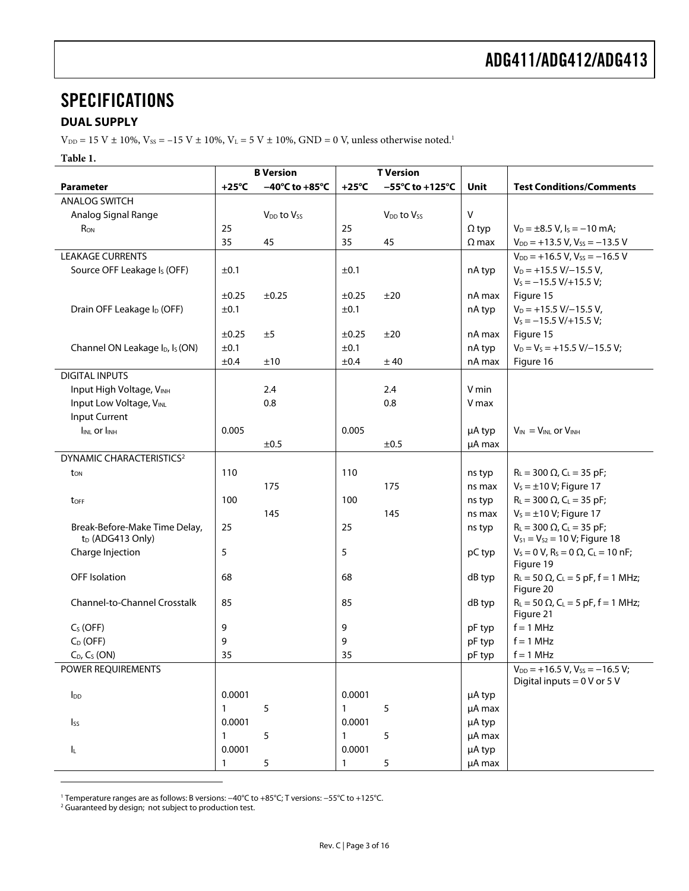# SPECIFICATIONS

## DUAL SUPPLY

$V_{DD}$ = 15 V ± 10%, $V_{SS}$ = −15 V ± 10%, $V_L$ = 5 V ± 10%, GND = 0 V, unless otherwise noted.[1]

**Table 1.**

| | B Version | | T Version | | | |
|---|---|---|---|---|---|---|
| **Parameter** | **+25°C** | **−40°C to +85°C** | **+25°C** | **−55°C to +125°C** | **Unit** | **Test Conditions/Comments** |
| ANALOG SWITCH | | | | | | |
| Analog Signal Range | | $V_{DD}$ to $V_{SS}$ | | $V_{DD}$ to $V_{SS}$ | V | |
| $R_{ON}$ | 25 | | 25 | | Ω typ | $V_D$ = ±8.5 V, $I_S$ = −10 mA; |
| | 35 | 45 | 35 | 45 | Ω max | $V_{DD}$ = +13.5 V, $V_{SS}$ = −13.5 V |
| LEAKAGE CURRENTS | | | | | | $V_{DD}$ = +16.5 V, $V_{SS}$ = −16.5 V |
| Source OFF Leakage $I_S$ (OFF) | ±0.1 | | ±0.1 | | nA typ | $V_D$ = +15.5 V/−15.5 V, $V_S$ = −15.5 V/+15.5 V; |
| | ±0.25 | ±0.25 | ±0.25 | ±20 | nA max | Figure 15 |
| Drain OFF Leakage $I_D$ (OFF) | ±0.1 | | ±0.1 | | nA typ | $V_D$ = +15.5 V/−15.5 V, $V_S$ = −15.5 V/+15.5 V; |
| | ±0.25 | ±5 | ±0.25 | ±20 | nA max | Figure 15 |
| Channel ON Leakage $I_D$, $I_S$ (ON) | ±0.1 | | ±0.1 | | nA typ | $V_D$ = $V_S$ = +15.5 V/−15.5 V; |
| | ±0.4 | ±10 | ±0.4 | ± 40 | nA max | Figure 16 |
| DIGITAL INPUTS | | | | | | |
| Input High Voltage, $V_{INH}$ | | 2.4 | | 2.4 | V min | |
| Input Low Voltage, $V_{INL}$ | | 0.8 | | 0.8 | V max | |
| Input Current | | | | | | |
| $I_{INL}$ or $I_{INH}$ | 0.005 | | 0.005 | | μA typ | $V_{IN}$ = $V_{INL}$ or $V_{INH}$ |
| | | ±0.5 | | ±0.5 | μA max | |
| DYNAMIC CHARACTERISTICS[2] | | | | | | |
| $t_{ON}$ | 110 | | 110 | | ns typ | $R_L$ = 300 Ω, $C_L$ = 35 pF; |
| | | 175 | | 175 | ns max | $V_S$ = ±10 V; Figure 17 |
| $t_{OFF}$ | 100 | | 100 | | ns typ | $R_L$ = 300 Ω, $C_L$ = 35 pF; |
| | | 145 | | 145 | ns max | $V_S$ = ±10 V; Figure 17 |
| Break-Before-Make Time Delay, $t_D$ (ADG413 Only) | 25 | | 25 | | ns typ | $R_L$ = 300 Ω, $C_L$ = 35 pF; $V_{S1}$ = $V_{S2}$ = 10 V; Figure 18 |
| Charge Injection | 5 | | 5 | | pC typ | $V_S$ = 0 V, $R_S$ = 0 Ω, $C_L$ = 10 nF; Figure 19 |
| OFF Isolation | 68 | | 68 | | dB typ | $R_L$ = 50 Ω, $C_L$ = 5 pF, f = 1 MHz; Figure 20 |
| Channel-to-Channel Crosstalk | 85 | | 85 | | dB typ | $R_L$ = 50 Ω, $C_L$ = 5 pF, f = 1 MHz; Figure 21 |
| $C_S$ (OFF) | 9 | | 9 | | pF typ | f = 1 MHz |
| $C_D$ (OFF) | 9 | | 9 | | pF typ | f = 1 MHz |
| $C_D$, $C_S$ (ON) | 35 | | 35 | | pF typ | f = 1 MHz |
| POWER REQUIREMENTS | | | | | | $V_{DD}$ = +16.5 V, $V_{SS}$ = −16.5 V; Digital inputs = 0 V or 5 V |
| $I_{DD}$ | 0.0001 | | 0.0001 | | μA typ | |
| | 1 | 5 | 1 | 5 | μA max | |
| $I_{SS}$ | 0.0001 | | 0.0001 | | μA typ | |
| | 1 | 5 | 1 | 5 | μA max | |
| $I_L$ | 0.0001 | | 0.0001 | | μA typ | |
| | 1 | 5 | 1 | 5 | μA max | |

[1] Temperature ranges are as follows: B versions: −40°C to +85°C; T versions: −55°C to +125°C.
[2] Guaranteed by design; not subject to production test.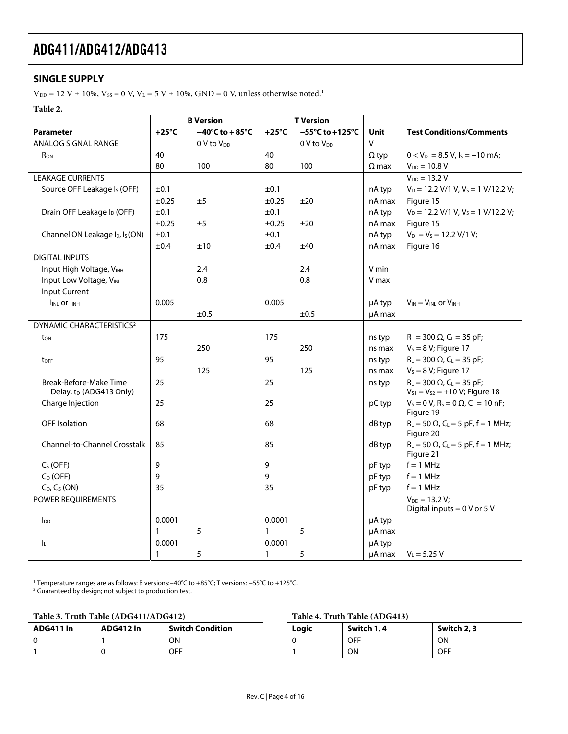## SINGLE SUPPLY

$V_{DD}$ = 12 V ± 10%, $V_{SS}$ = 0 V, $V_L$ = 5 V ± 10%, GND = 0 V, unless otherwise noted.[1]

**Table 2.**

| | B Version | | T Version | | | |
|---|---|---|---|---|---|---|
| **Parameter** | **+25°C** | **−40°C to +85°C** | **+25°C** | **−55°C to +125°C** | **Unit** | **Test Conditions/Comments** |
| ANALOG SIGNAL RANGE | | 0 V to $V_{DD}$ | | 0 V to $V_{DD}$ | V | |
| $R_{ON}$ | 40 | | 40 | | Ω typ | $0 < V_D = 8.5$ V, $I_S = −10$ mA; |
| | 80 | 100 | 80 | 100 | Ω max | $V_{DD}$ = 10.8 V |
| LEAKAGE CURRENTS | | | | | | $V_{DD}$ = 13.2 V |
| Source OFF Leakage $I_S$ (OFF) | ±0.1 | | ±0.1 | | nA typ | $V_D$ = 12.2 V/1 V, $V_S$ = 1 V/12.2 V; |
| | ±0.25 | ±5 | ±0.25 | ±20 | nA max | Figure 15 |
| Drain OFF Leakage $I_D$ (OFF) | ±0.1 | | ±0.1 | | nA typ | $V_D$ = 12.2 V/1 V, $V_S$ = 1 V/12.2 V; |
| | ±0.25 | ±5 | ±0.25 | ±20 | nA max | Figure 15 |
| Channel ON Leakage $I_D$, $I_S$ (ON) | ±0.1 | | ±0.1 | | nA typ | $V_D = V_S$ = 12.2 V/1 V; |
| | ±0.4 | ±10 | ±0.4 | ±40 | nA max | Figure 16 |
| DIGITAL INPUTS | | | | | | |
| Input High Voltage, $V_{INH}$ | | 2.4 | | 2.4 | V min | |
| Input Low Voltage, $V_{INL}$ | | 0.8 | | 0.8 | V max | |
| Input Current | | | | | | |
| $I_{INL}$ or $I_{INH}$ | 0.005 | | 0.005 | | μA typ | $V_{IN} = V_{INL}$ or $V_{INH}$ |
| | | ±0.5 | | ±0.5 | μA max | |
| DYNAMIC CHARACTERISTICS[2] | | | | | | |
| $t_{ON}$ | 175 | | 175 | | ns typ | $R_L$ = 300 Ω, $C_L$ = 35 pF; |
| | | 250 | | 250 | ns max | $V_S$ = 8 V; Figure 17 |
| $t_{OFF}$ | 95 | | 95 | | ns typ | $R_L$ = 300 Ω, $C_L$ = 35 pF; |
| | | 125 | | 125 | ns max | $V_S$ = 8 V; Figure 17 |
| Break-Before-Make Time Delay, $t_D$ (ADG413 Only) | 25 | | 25 | | ns typ | $R_L$ = 300 Ω, $C_L$ = 35 pF; $V_{S1} = V_{S2}$ = +10 V; Figure 18 |
| Charge Injection | 25 | | 25 | | pC typ | $V_S$ = 0 V, $R_S$ = 0 Ω, $C_L$ = 10 nF; Figure 19 |
| OFF Isolation | 68 | | 68 | | dB typ | $R_L$ = 50 Ω, $C_L$ = 5 pF, f = 1 MHz; Figure 20 |
| Channel-to-Channel Crosstalk | 85 | | 85 | | dB typ | $R_L$ = 50 Ω, $C_L$ = 5 pF, f = 1 MHz; Figure 21 |
| $C_S$ (OFF) | 9 | | 9 | | pF typ | f = 1 MHz |
| $C_D$ (OFF) | 9 | | 9 | | pF typ | f = 1 MHz |
| $C_D$, $C_S$ (ON) | 35 | | 35 | | pF typ | f = 1 MHz |
| POWER REQUIREMENTS | | | | | | $V_{DD}$ = 13.2 V; Digital inputs = 0 V or 5 V |
| $I_{DD}$ | 0.0001 | | 0.0001 | | μA typ | |
| | 1 | 5 | 1 | 5 | μA max | |
| $I_L$ | 0.0001 | | 0.0001 | | μA typ | |
| | 1 | 5 | 1 | 5 | μA max | $V_L$ = 5.25 V |

[1] Temperature ranges are as follows: B versions: −40°C to +85°C; T versions: −55°C to +125°C.
[2] Guaranteed by design; not subject to production test.

**Table 3. Truth Table (ADG411/ADG412)**

| ADG411 In | ADG412 In | Switch Condition |
|---|---|---|
| 0 | 1 | ON |
| 1 | 0 | OFF |

**Table 4. Truth Table (ADG413)**

| Logic | Switch 1, 4 | Switch 2, 3 |
|---|---|---|
| 0 | OFF | ON |
| 1 | ON | OFF |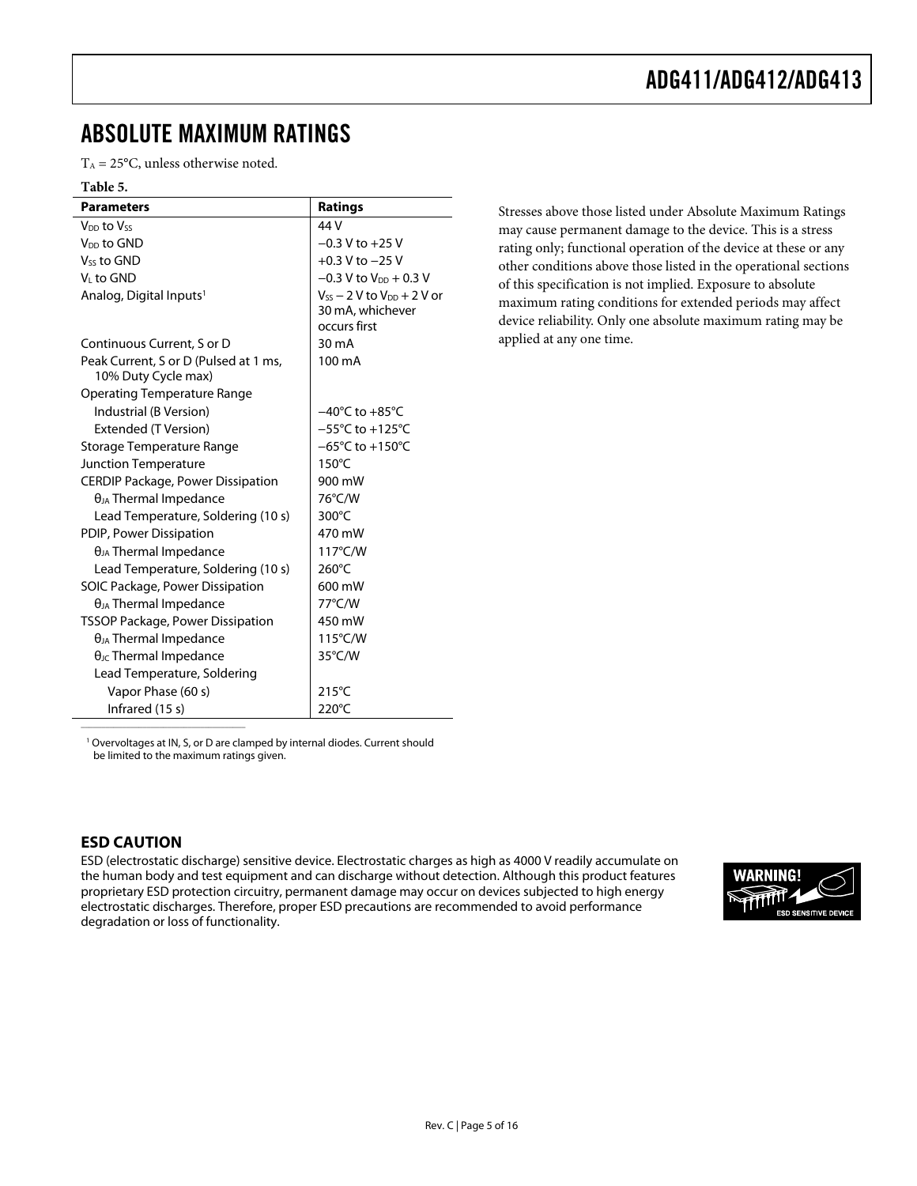## ABSOLUTE MAXIMUM RATINGS

$T_A = 25°C$, unless otherwise noted.

**Table 5.**

| Parameters | Ratings |
|---|---|
| $V_{DD}$ to $V_{SS}$ | 44 V |
| $V_{DD}$ to GND | −0.3 V to +25 V |
| $V_{SS}$ to GND | +0.3 V to −25 V |
| $V_L$ to GND | −0.3 V to $V_{DD}$ + 0.3 V |
| Analog, Digital Inputs[1] | $V_{SS}$ − 2 V to $V_{DD}$ + 2 V or 30 mA, whichever occurs first |
| Continuous Current, S or D | 30 mA |
| Peak Current, S or D (Pulsed at 1 ms, 10% Duty Cycle max) | 100 mA |
| Operating Temperature Range | |
| Industrial (B Version) | −40°C to +85°C |
| Extended (T Version) | −55°C to +125°C |
| Storage Temperature Range | −65°C to +150°C |
| Junction Temperature | 150°C |
| CERDIP Package, Power Dissipation | 900 mW |
| $\theta_{JA}$ Thermal Impedance | 76°C/W |
| Lead Temperature, Soldering (10 s) | 300°C |
| PDIP, Power Dissipation | 470 mW |
| $\theta_{JA}$ Thermal Impedance | 117°C/W |
| Lead Temperature, Soldering (10 s) | 260°C |
| SOIC Package, Power Dissipation | 600 mW |
| $\theta_{JA}$ Thermal Impedance | 77°C/W |
| TSSOP Package, Power Dissipation | 450 mW |
| $\theta_{JA}$ Thermal Impedance | 115°C/W |
| $\theta_{JC}$ Thermal Impedance | 35°C/W |
| Lead Temperature, Soldering | |
| Vapor Phase (60 s) | 215°C |
| Infrared (15 s) | 220°C |

[1] Overvoltages at IN, S, or D are clamped by internal diodes. Current should be limited to the maximum ratings given.

Stresses above those listed under Absolute Maximum Ratings may cause permanent damage to the device. This is a stress rating only; functional operation of the device at these or any other conditions above those listed in the operational sections of this specification is not implied. Exposure to absolute maximum rating conditions for extended periods may affect device reliability. Only one absolute maximum rating may be applied at any one time.

### ESD CAUTION

ESD (electrostatic discharge) sensitive device. Electrostatic charges as high as 4000 V readily accumulate on the human body and test equipment and can discharge without detection. Although this product features proprietary ESD protection circuitry, permanent damage may occur on devices subjected to high energy electrostatic discharges. Therefore, proper ESD precautions are recommended to avoid performance degradation or loss of functionality.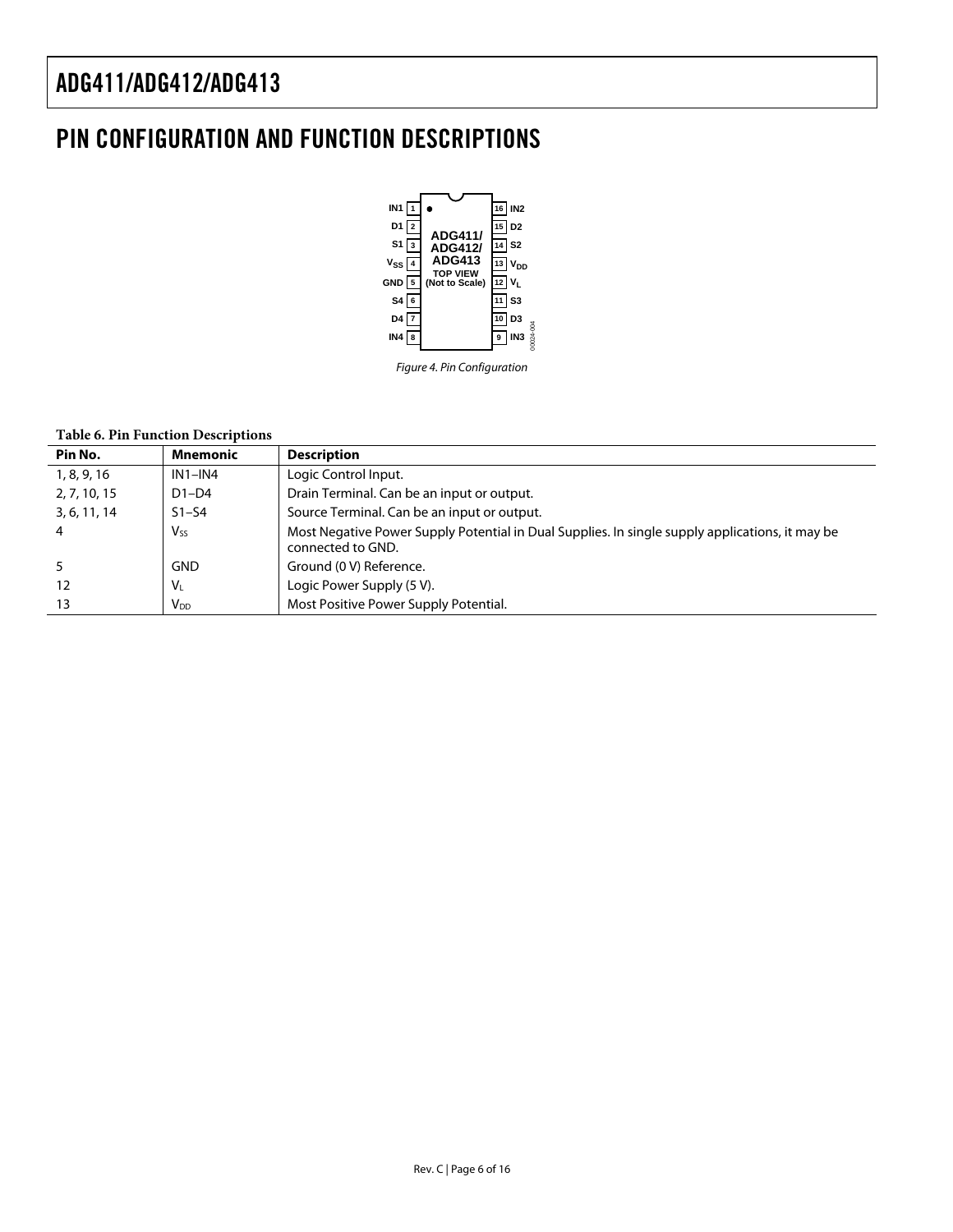## PIN CONFIGURATION AND FUNCTION DESCRIPTIONS

Figure 4. Pin Configuration

**Table 6. Pin Function Descriptions**

| Pin No. | Mnemonic | Description |
|---|---|---|
| 1, 8, 9, 16 | IN1–IN4 | Logic Control Input. |
| 2, 7, 10, 15 | D1–D4 | Drain Terminal. Can be an input or output. |
| 3, 6, 11, 14 | S1–S4 | Source Terminal. Can be an input or output. |
| 4 | $V_{SS}$ | Most Negative Power Supply Potential in Dual Supplies. In single supply applications, it may be connected to GND. |
| 5 | GND | Ground (0 V) Reference. |
| 12 | $V_L$ | Logic Power Supply (5 V). |
| 13 | $V_{DD}$ | Most Positive Power Supply Potential. |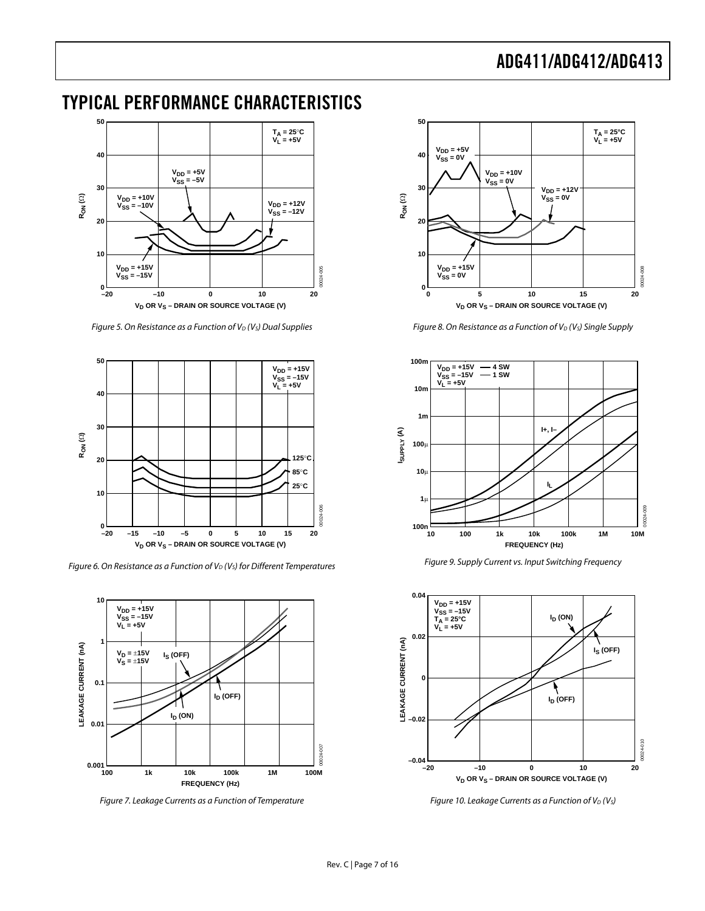## TYPICAL PERFORMANCE CHARACTERISTICS

Figure 5. On Resistance as a Function of $V_D$ ($V_S$) Dual Supplies

Figure 6. On Resistance as a Function of $V_D$ ($V_S$) for Different Temperatures

Figure 7. Leakage Currents as a Function of Temperature

Figure 8. On Resistance as a Function of $V_D$ ($V_S$) Single Supply

Figure 9. Supply Current vs. Input Switching Frequency

Figure 10. Leakage Currents as a Function of $V_D$ ($V_S$)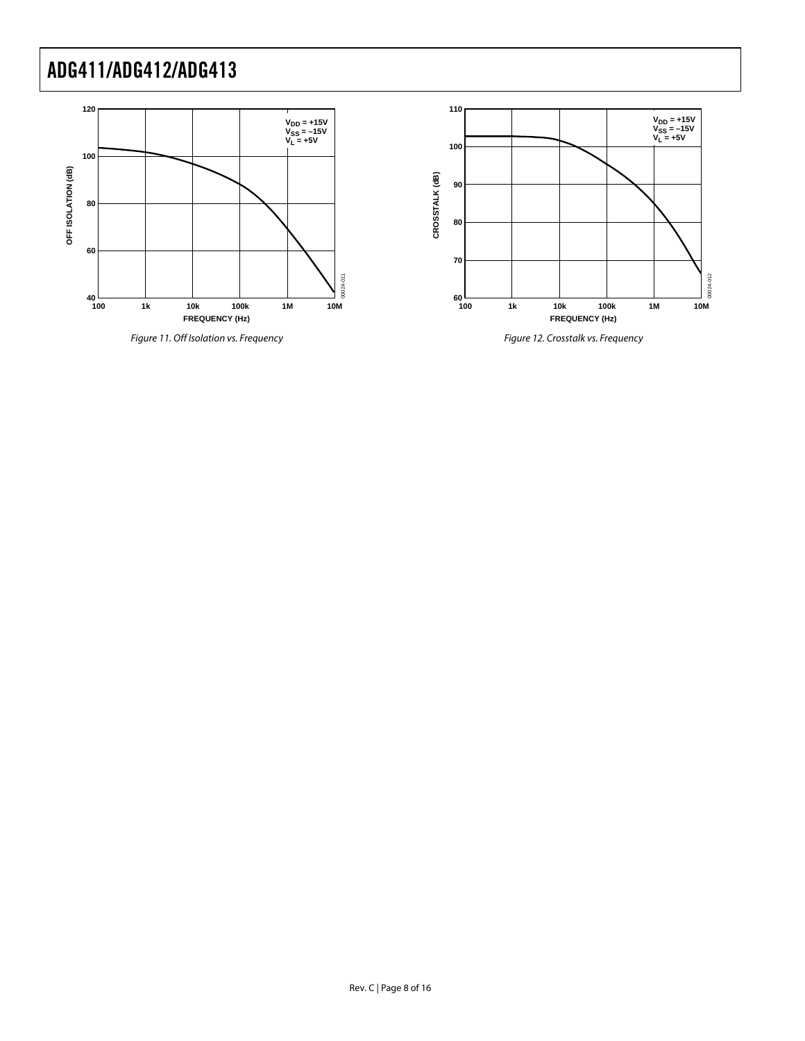Figure 11. Off Isolation vs. Frequency

Figure 12. Crosstalk vs. Frequency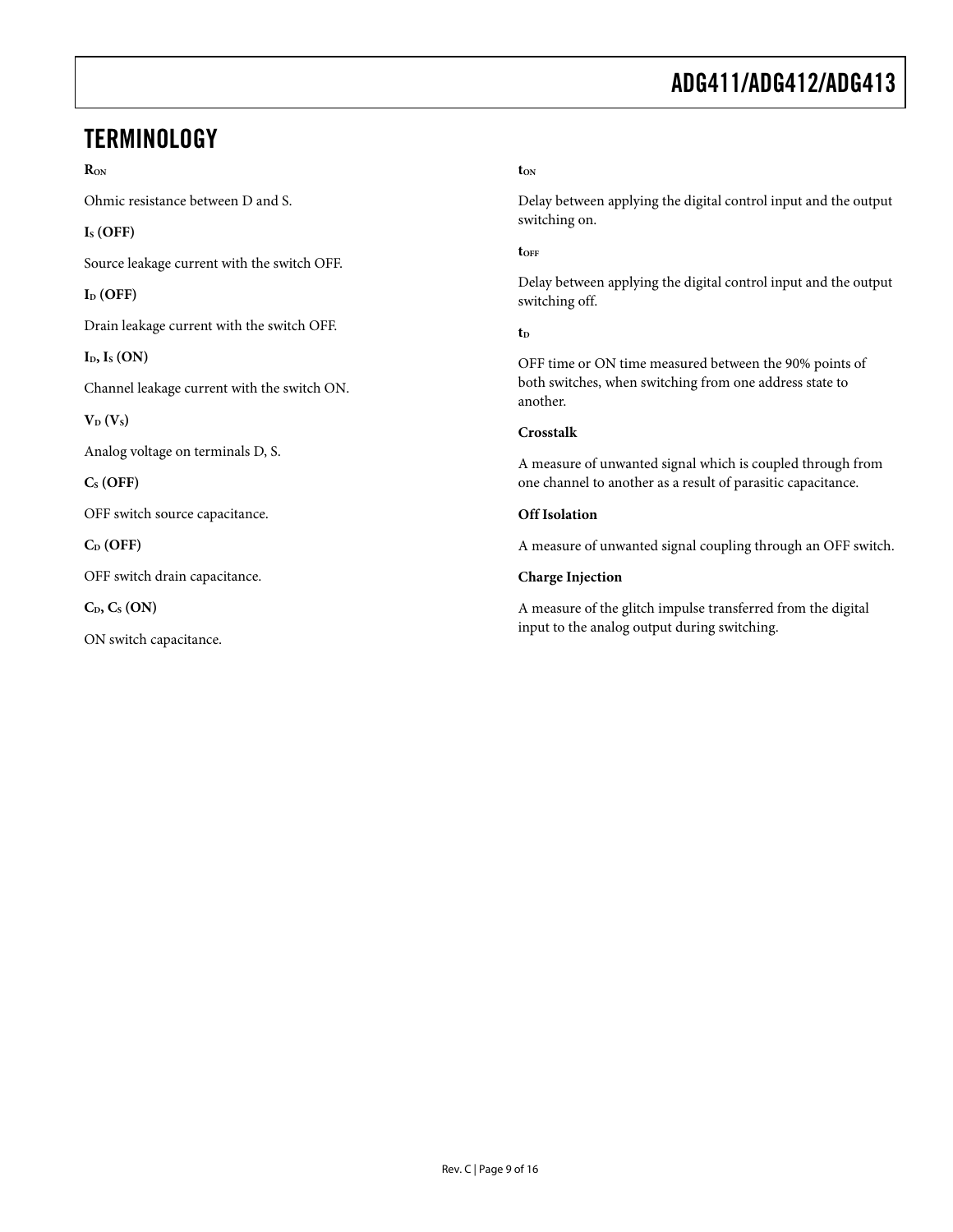## TERMINOLOGY

**$R_{ON}$**

Ohmic resistance between D and S.

**$I_S$ (OFF)**

Source leakage current with the switch OFF.

**$I_D$ (OFF)**

Drain leakage current with the switch OFF.

**$I_D$, $I_S$ (ON)**

Channel leakage current with the switch ON.

**$V_D$ ($V_S$)**

Analog voltage on terminals D, S.

**$C_S$ (OFF)**

OFF switch source capacitance.

**$C_D$ (OFF)**

OFF switch drain capacitance.

**$C_D$, $C_S$ (ON)**

ON switch capacitance.

**$t_{ON}$**

Delay between applying the digital control input and the output switching on.

**$t_{OFF}$**

Delay between applying the digital control input and the output switching off.

**$t_D$**

OFF time or ON time measured between the 90% points of both switches, when switching from one address state to another.

**Crosstalk**

A measure of unwanted signal which is coupled through from one channel to another as a result of parasitic capacitance.

**Off Isolation**

A measure of unwanted signal coupling through an OFF switch.

**Charge Injection**

A measure of the glitch impulse transferred from the digital input to the analog output during switching.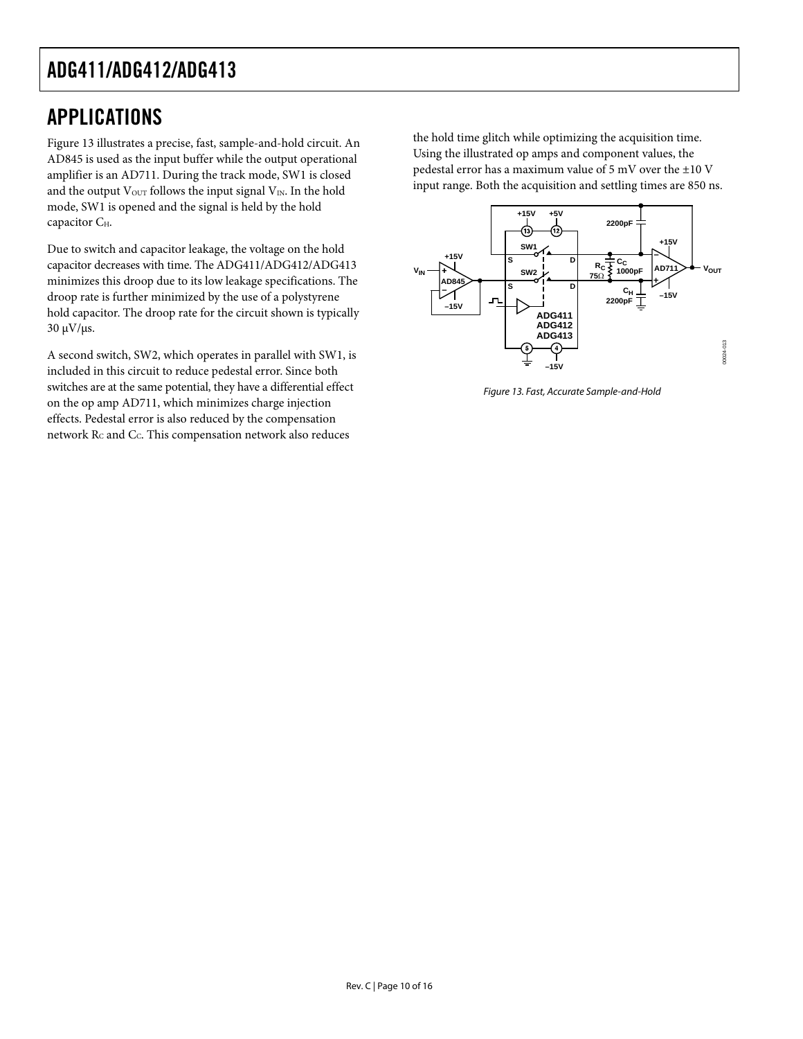## APPLICATIONS

Figure 13 illustrates a precise, fast, sample-and-hold circuit. An AD845 is used as the input buffer while the output operational amplifier is an AD711. During the track mode, SW1 is closed and the output $V_{OUT}$ follows the input signal $V_{IN}$. In the hold mode, SW1 is opened and the signal is held by the hold capacitor $C_H$.

Due to switch and capacitor leakage, the voltage on the hold capacitor decreases with time. The ADG411/ADG412/ADG413 minimizes this droop due to its low leakage specifications. The droop rate is further minimized by the use of a polystyrene hold capacitor. The droop rate for the circuit shown is typically 30 μV/μs.

A second switch, SW2, which operates in parallel with SW1, is included in this circuit to reduce pedestal error. Since both switches are at the same potential, they have a differential effect on the op amp AD711, which minimizes charge injection effects. Pedestal error is also reduced by the compensation network $R_C$ and $C_C$. This compensation network also reduces the hold time glitch while optimizing the acquisition time. Using the illustrated op amps and component values, the pedestal error has a maximum value of 5 mV over the ±10 V input range. Both the acquisition and settling times are 850 ns.

*Figure 13. Fast, Accurate Sample-and-Hold*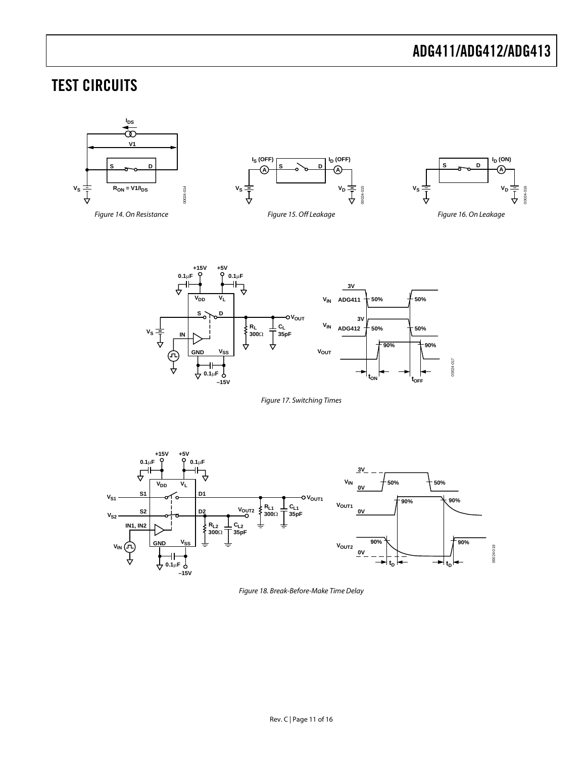## TEST CIRCUITS

Figure 14. On Resistance

Figure 15. Off Leakage

Figure 16. On Leakage

Figure 17. Switching Times

Figure 18. Break-Before-Make Time Delay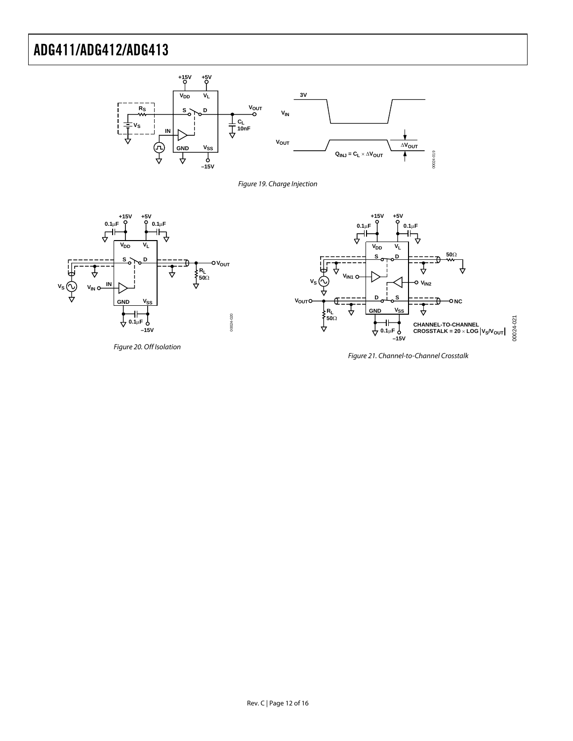Figure 19. Charge Injection

Figure 20. Off Isolation

Figure 21. Channel-to-Channel Crosstalk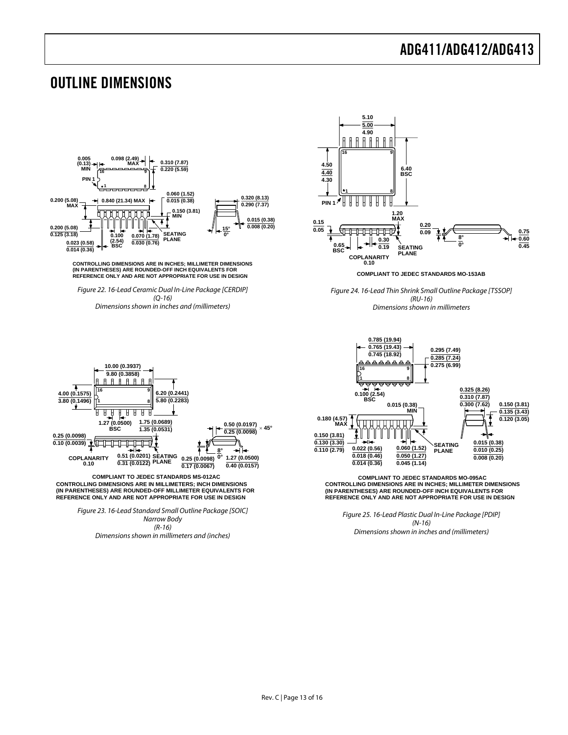# OUTLINE DIMENSIONS

CONTROLLING DIMENSIONS ARE IN INCHES; MILLIMETER DIMENSIONS (IN PARENTHESES) ARE ROUNDED-OFF INCH EQUIVALENTS FOR REFERENCE ONLY AND ARE NOT APPROPRIATE FOR USE IN DESIGN

*Figure 22. 16-Lead Ceramic Dual In-Line Package [CERDIP] (Q-16) Dimensions shown in inches and (millimeters)*

COMPLIANT TO JEDEC STANDARDS MO-153AB

*Figure 24. 16-Lead Thin Shrink Small Outline Package [TSSOP] (RU-16) Dimensions shown in millimeters*

COMPLIANT TO JEDEC STANDARDS MS-012AC
CONTROLLING DIMENSIONS ARE IN MILLIMETERS; INCH DIMENSIONS (IN PARENTHESES) ARE ROUNDED-OFF MILLIMETER EQUIVALENTS FOR REFERENCE ONLY AND ARE NOT APPROPRIATE FOR USE IN DESIGN

*Figure 23. 16-Lead Standard Small Outline Package [SOIC] Narrow Body (R-16) Dimensions shown in millimeters and (inches)*

COMPLIANT TO JEDEC STANDARDS MO-095AC
CONTROLLING DIMENSIONS ARE IN INCHES; MILLIMETER DIMENSIONS (IN PARENTHESES) ARE ROUNDED-OFF INCH EQUIVALENTS FOR REFERENCE ONLY AND ARE NOT APPROPRIATE FOR USE IN DESIGN

*Figure 25. 16-Lead Plastic Dual In-Line Package [PDIP] (N-16) Dimensions shown in inches and (millimeters)*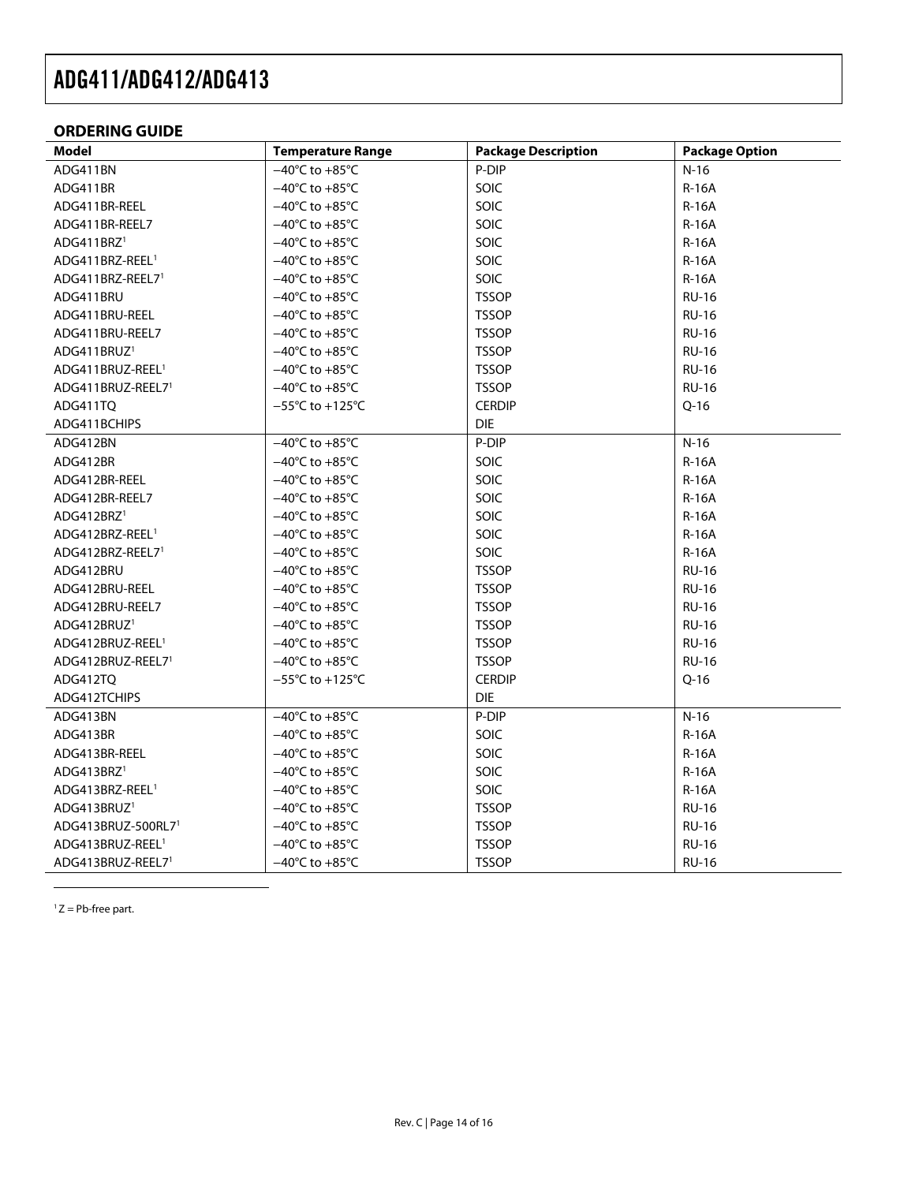## ORDERING GUIDE

| Model | Temperature Range | Package Description | Package Option |
|---|---|---|---|
| ADG411BN | −40°C to +85°C | P-DIP | N-16 |
| ADG411BR | −40°C to +85°C | SOIC | R-16A |
| ADG411BR-REEL | −40°C to +85°C | SOIC | R-16A |
| ADG411BR-REEL7 | −40°C to +85°C | SOIC | R-16A |
| ADG411BRZ[1] | −40°C to +85°C | SOIC | R-16A |
| ADG411BRZ-REEL[1] | −40°C to +85°C | SOIC | R-16A |
| ADG411BRZ-REEL7[1] | −40°C to +85°C | SOIC | R-16A |
| ADG411BRU | −40°C to +85°C | TSSOP | RU-16 |
| ADG411BRU-REEL | −40°C to +85°C | TSSOP | RU-16 |
| ADG411BRU-REEL7 | −40°C to +85°C | TSSOP | RU-16 |
| ADG411BRUZ[1] | −40°C to +85°C | TSSOP | RU-16 |
| ADG411BRUZ-REEL[1] | −40°C to +85°C | TSSOP | RU-16 |
| ADG411BRUZ-REEL7[1] | −40°C to +85°C | TSSOP | RU-16 |
| ADG411TQ | −55°C to +125°C | CERDIP | Q-16 |
| ADG411BCHIPS | | DIE | |
| ADG412BN | −40°C to +85°C | P-DIP | N-16 |
| ADG412BR | −40°C to +85°C | SOIC | R-16A |
| ADG412BR-REEL | −40°C to +85°C | SOIC | R-16A |
| ADG412BR-REEL7 | −40°C to +85°C | SOIC | R-16A |
| ADG412BRZ[1] | −40°C to +85°C | SOIC | R-16A |
| ADG412BRZ-REEL[1] | −40°C to +85°C | SOIC | R-16A |
| ADG412BRZ-REEL7[1] | −40°C to +85°C | SOIC | R-16A |
| ADG412BRU | −40°C to +85°C | TSSOP | RU-16 |
| ADG412BRU-REEL | −40°C to +85°C | TSSOP | RU-16 |
| ADG412BRU-REEL7 | −40°C to +85°C | TSSOP | RU-16 |
| ADG412BRUZ[1] | −40°C to +85°C | TSSOP | RU-16 |
| ADG412BRUZ-REEL[1] | −40°C to +85°C | TSSOP | RU-16 |
| ADG412BRUZ-REEL7[1] | −40°C to +85°C | TSSOP | RU-16 |
| ADG412TQ | −55°C to +125°C | CERDIP | Q-16 |
| ADG412TCHIPS | | DIE | |
| ADG413BN | −40°C to +85°C | P-DIP | N-16 |
| ADG413BR | −40°C to +85°C | SOIC | R-16A |
| ADG413BR-REEL | −40°C to +85°C | SOIC | R-16A |
| ADG413BRZ[1] | −40°C to +85°C | SOIC | R-16A |
| ADG413BRZ-REEL[1] | −40°C to +85°C | SOIC | R-16A |
| ADG413BRUZ[1] | −40°C to +85°C | TSSOP | RU-16 |
| ADG413BRUZ-500RL7[1] | −40°C to +85°C | TSSOP | RU-16 |
| ADG413BRUZ-REEL[1] | −40°C to +85°C | TSSOP | RU-16 |
| ADG413BRUZ-REEL7[1] | −40°C to +85°C | TSSOP | RU-16 |

[1] Z = Pb-free part.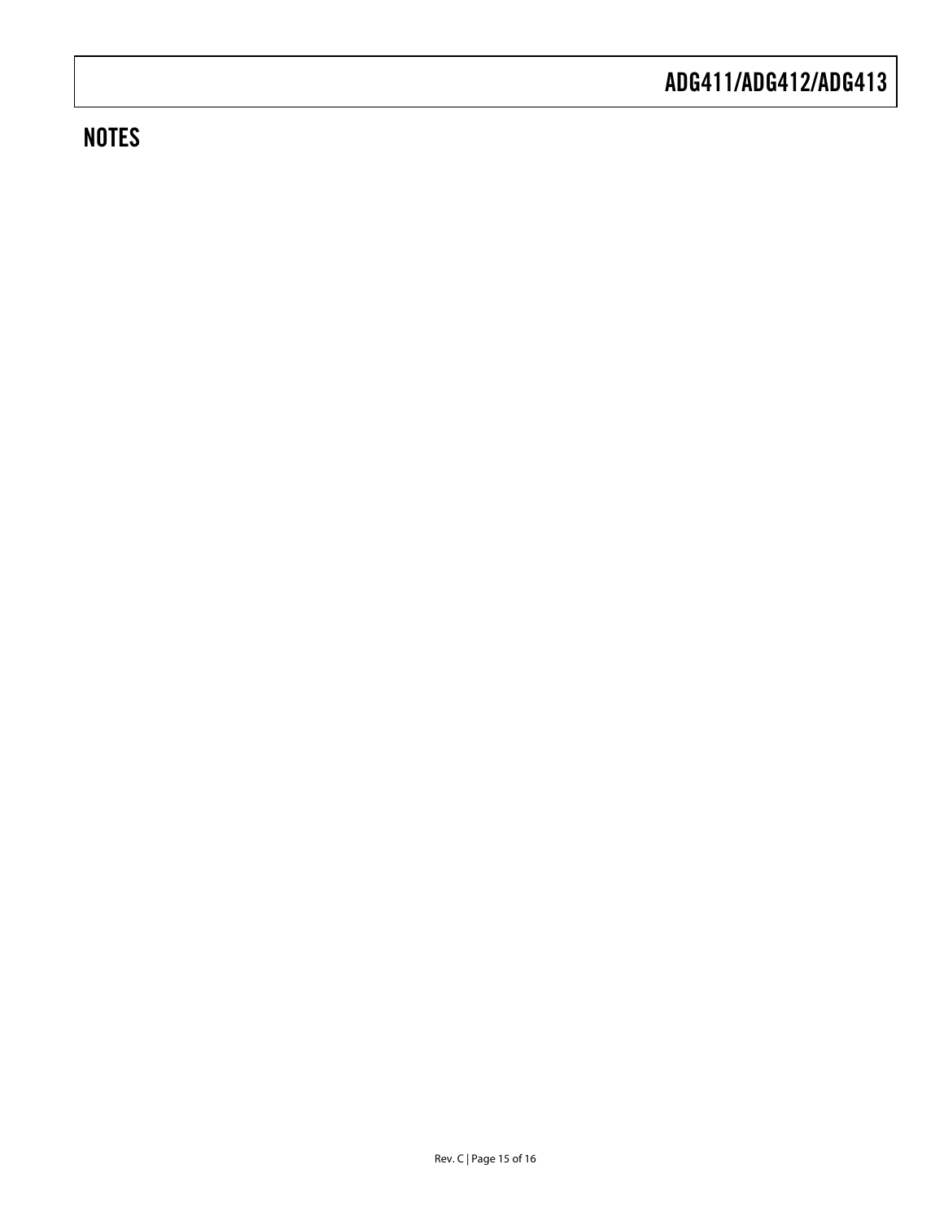## NOTES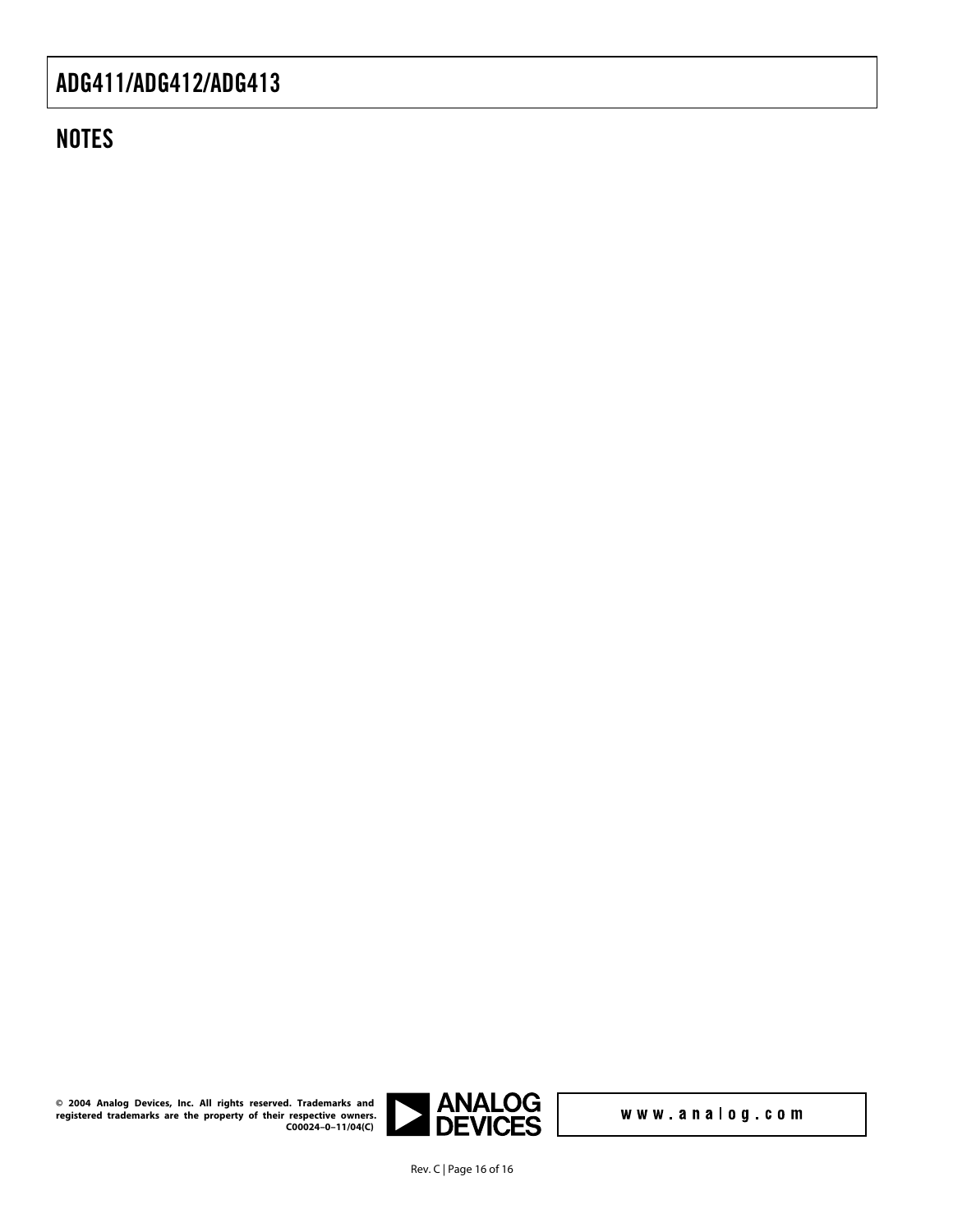## NOTES

© 2004 Analog Devices, Inc. All rights reserved. Trademarks and registered trademarks are the property of their respective owners.
C00024–0–11/04(C)

www.analog.com